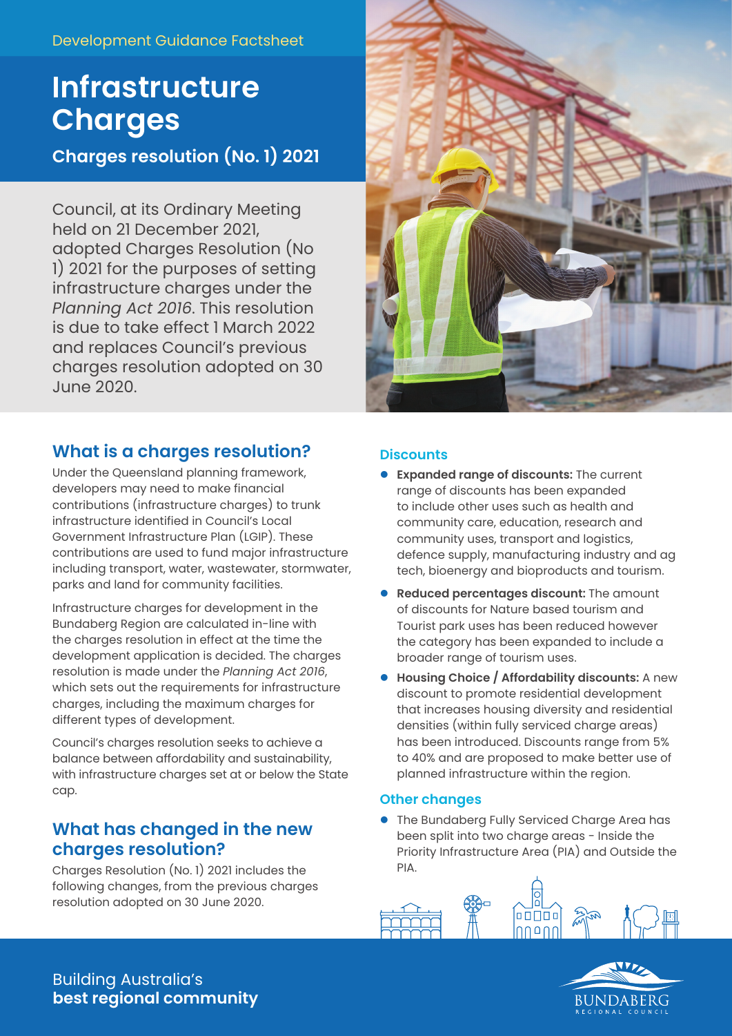Development Guidance Factsheet

# Infrastructure Charges

## Charges resolution (No. 1) 2021

Council, at its Ordinary Meeting held on 21 December 2021, adopted Charges Resolution (No 1) 2021 for the purposes of setting infrastructure charges under the *Planning Act 2016*. This resolution is due to take effect 1 March 2022 and replaces Council's previous charges resolution adopted on 30 June 2020.

## What is a charges resolution?

Under the Queensland planning framework, developers may need to make financial contributions (infrastructure charges) to trunk infrastructure identified in Council's Local Government Infrastructure Plan (LGIP). These contributions are used to fund major infrastructure including transport, water, wastewater, stormwater, parks and land for community facilities.

Infrastructure charges for development in the Bundaberg Region are calculated in-line with the charges resolution in effect at the time the development application is decided. The charges resolution is made under the *Planning Act 2016*, which sets out the requirements for infrastructure charges, including the maximum charges for different types of development.

Council's charges resolution seeks to achieve a balance between affordability and sustainability, with infrastructure charges set at or below the State cap.

## What has changed in the new charges resolution?

Charges Resolution (No. 1) 2021 includes the following changes, from the previous charges resolution adopted on 30 June 2020.

### Discounts

- **Expanded range of discounts:** The current range of discounts has been expanded to include other uses such as health and community care, education, research and community uses, transport and logistics, defence supply, manufacturing industry and ag tech, bioenergy and bioproducts and tourism.
- **Reduced percentages discount:** The amount of discounts for Nature based tourism and Tourist park uses has been reduced however the category has been expanded to include a broader range of tourism uses.
- **Housing Choice / Affordability discounts:** A new discount to promote residential development that increases housing diversity and residential densities (within fully serviced charge areas) has been introduced. Discounts range from 5% to 40% and are proposed to make better use of planned infrastructure within the region.

### Other changes

- The Bundaberg Fully Serviced Charge Area has been split into two charge areas - Inside the Priority Infrastructure Area (PIA) and Outside the PIA.

Building Australia's **best regional community**

BUNDABERG REGIONAL COUNCIL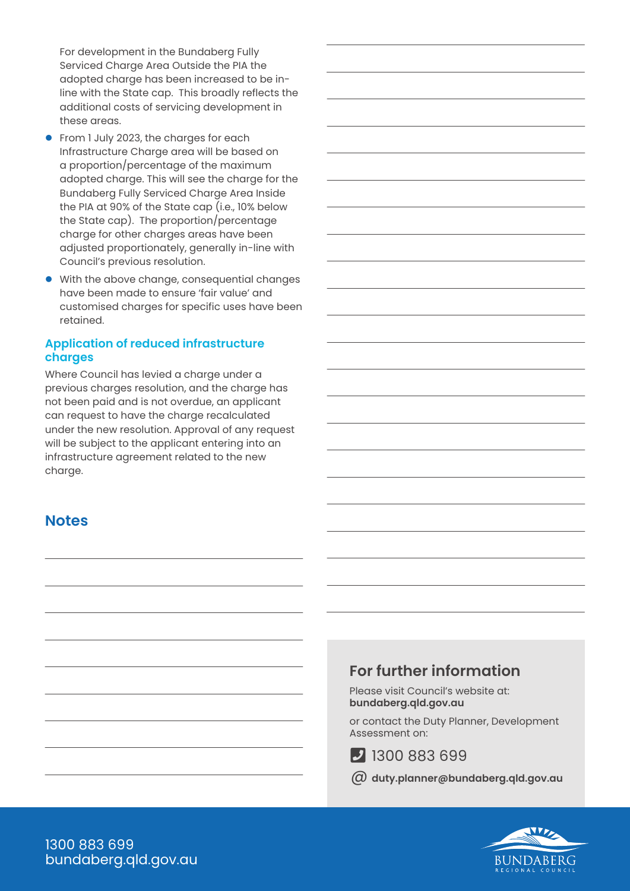For development in the Bundaberg Fully Serviced Charge Area Outside the PIA the adopted charge has been increased to be in-line with the State cap. This broadly reflects the additional costs of servicing development in these areas.

- From 1 July 2023, the charges for each Infrastructure Charge area will be based on a proportion/percentage of the maximum adopted charge. This will see the charge for the Bundaberg Fully Serviced Charge Area Inside the PIA at 90% of the State cap (i.e., 10% below the State cap). The proportion/percentage charge for other charges areas have been adjusted proportionately, generally in-line with Council's previous resolution.
- With the above change, consequential changes have been made to ensure 'fair value' and customised charges for specific uses have been retained.

### Application of reduced infrastructure charges

Where Council has levied a charge under a previous charges resolution, and the charge has not been paid and is not overdue, an applicant can request to have the charge recalculated under the new resolution. Approval of any request will be subject to the applicant entering into an infrastructure agreement related to the new charge.

## Notes

### For further information

Please visit Council's website at:
**bundaberg.qld.gov.au**

or contact the Duty Planner, Development Assessment on:

1300 883 699

**duty.planner@bundaberg.qld.gov.au**

1300 883 699
bundaberg.qld.gov.au

BUNDABERG REGIONAL COUNCIL